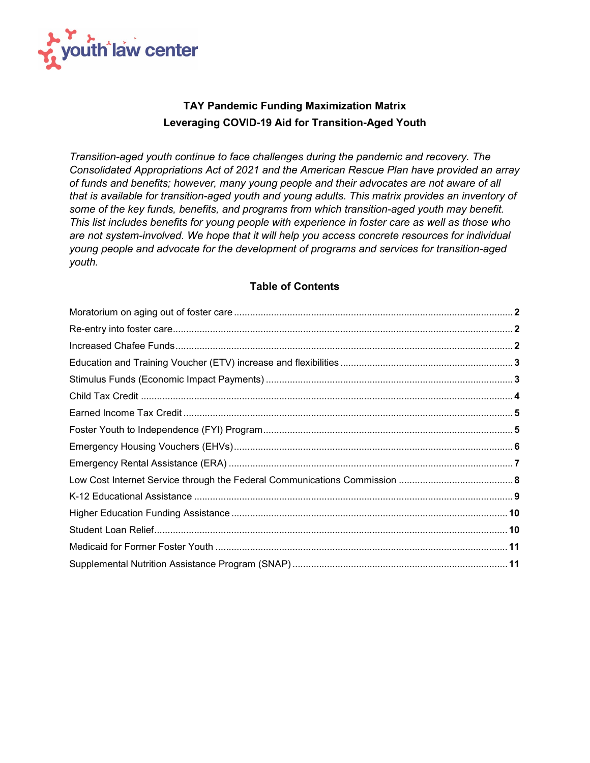youth law center

# TAY Pandemic Funding Maximization Matrix
## Leveraging COVID-19 Aid for Transition-Aged Youth

*Transition-aged youth continue to face challenges during the pandemic and recovery. The Consolidated Appropriations Act of 2021 and the American Rescue Plan have provided an array of funds and benefits; however, many young people and their advocates are not aware of all that is available for transition-aged youth and young adults. This matrix provides an inventory of some of the key funds, benefits, and programs from which transition-aged youth may benefit. This list includes benefits for young people with experience in foster care as well as those who are not system-involved. We hope that it will help you access concrete resources for individual young people and advocate for the development of programs and services for transition-aged youth.*

### Table of Contents

- Moratorium on aging out of foster care ..... 2
- Re-entry into foster care ..... 2
- Increased Chafee Funds ..... 2
- Education and Training Voucher (ETV) increase and flexibilities ..... 3
- Stimulus Funds (Economic Impact Payments) ..... 3
- Child Tax Credit ..... 4
- Earned Income Tax Credit ..... 5
- Foster Youth to Independence (FYI) Program ..... 5
- Emergency Housing Vouchers (EHVs) ..... 6
- Emergency Rental Assistance (ERA) ..... 7
- Low Cost Internet Service through the Federal Communications Commission ..... 8
- K-12 Educational Assistance ..... 9
- Higher Education Funding Assistance ..... 10
- Student Loan Relief ..... 10
- Medicaid for Former Foster Youth ..... 11
- Supplemental Nutrition Assistance Program (SNAP) ..... 11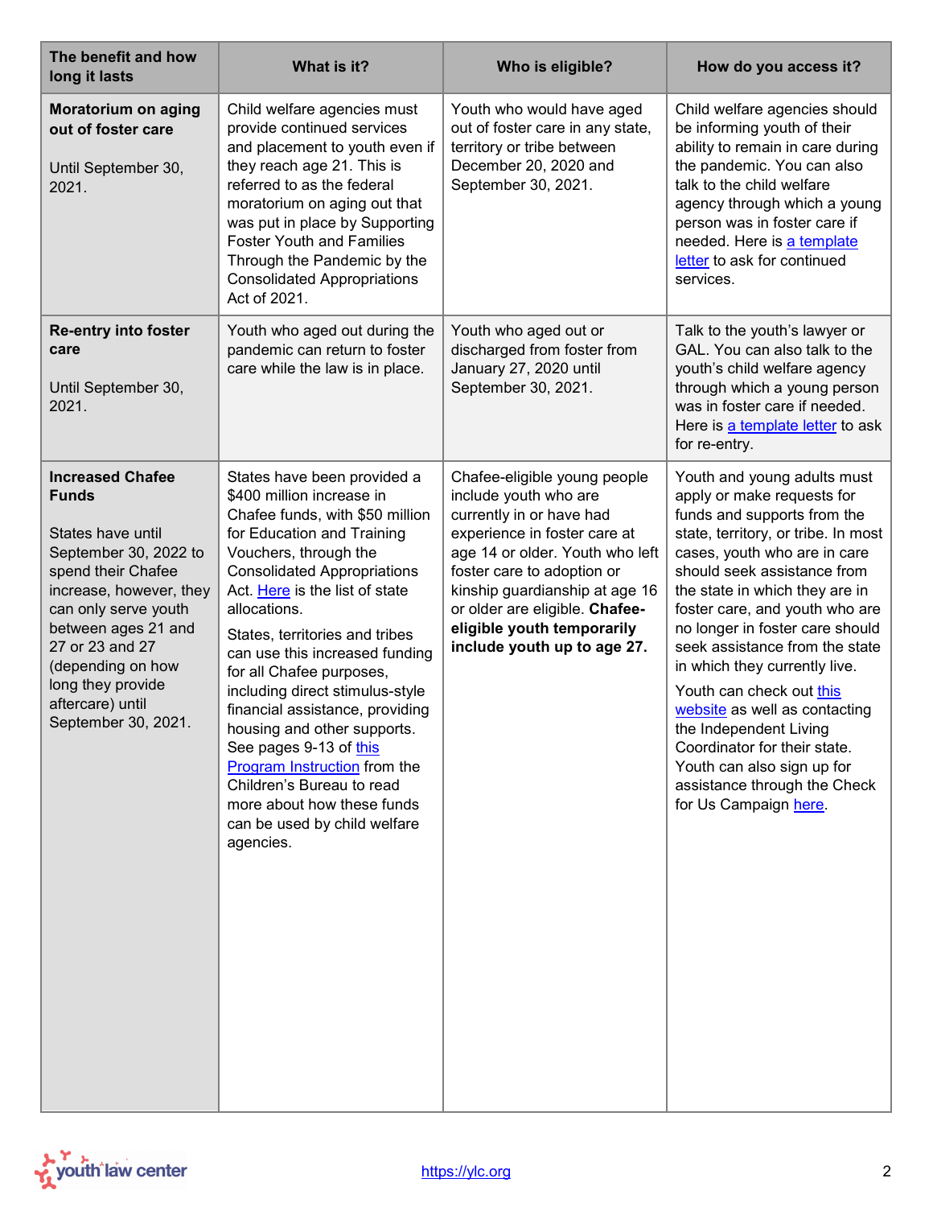| The benefit and how long it lasts | What is it? | Who is eligible? | How do you access it? |
|---|---|---|---|
| **Moratorium on aging out of foster care**<br><br>Until September 30, 2021. | Child welfare agencies must provide continued services and placement to youth even if they reach age 21. This is referred to as the federal moratorium on aging out that was put in place by Supporting Foster Youth and Families Through the Pandemic by the Consolidated Appropriations Act of 2021. | Youth who would have aged out of foster care in any state, territory or tribe between December 20, 2020 and September 30, 2021. | Child welfare agencies should be informing youth of their ability to remain in care during the pandemic. You can also talk to the child welfare agency through which a young person was in foster care if needed. Here is a template letter to ask for continued services. |
| **Re-entry into foster care**<br><br>Until September 30, 2021. | Youth who aged out during the pandemic can return to foster care while the law is in place. | Youth who aged out or discharged from foster from January 27, 2020 until September 30, 2021. | Talk to the youth's lawyer or GAL. You can also talk to the youth's child welfare agency through which a young person was in foster care if needed. Here is a template letter to ask for re-entry. |
| **Increased Chafee Funds**<br><br>States have until September 30, 2022 to spend their Chafee increase, however, they can only serve youth between ages 21 and 27 or 23 and 27 (depending on how long they provide aftercare) until September 30, 2021. | States have been provided a $400 million increase in Chafee funds, with $50 million for Education and Training Vouchers, through the Consolidated Appropriations Act. Here is the list of state allocations.<br><br>States, territories and tribes can use this increased funding for all Chafee purposes, including direct stimulus-style financial assistance, providing housing and other supports. See pages 9-13 of this Program Instruction from the Children's Bureau to read more about how these funds can be used by child welfare agencies. | Chafee-eligible young people include youth who are currently in or have had experience in foster care at age 14 or older. Youth who left foster care to adoption or kinship guardianship at age 16 or older are eligible. **Chafee-eligible youth temporarily include youth up to age 27.** | Youth and young adults must apply or make requests for funds and supports from the state, territory, or tribe. In most cases, youth who are in care should seek assistance from the state in which they are in foster care, and youth who are no longer in foster care should seek assistance from the state in which they currently live.<br><br>Youth can check out this website as well as contacting the Independent Living Coordinator for their state. Youth can also sign up for assistance through the Check for Us Campaign here. |

https://ylc.org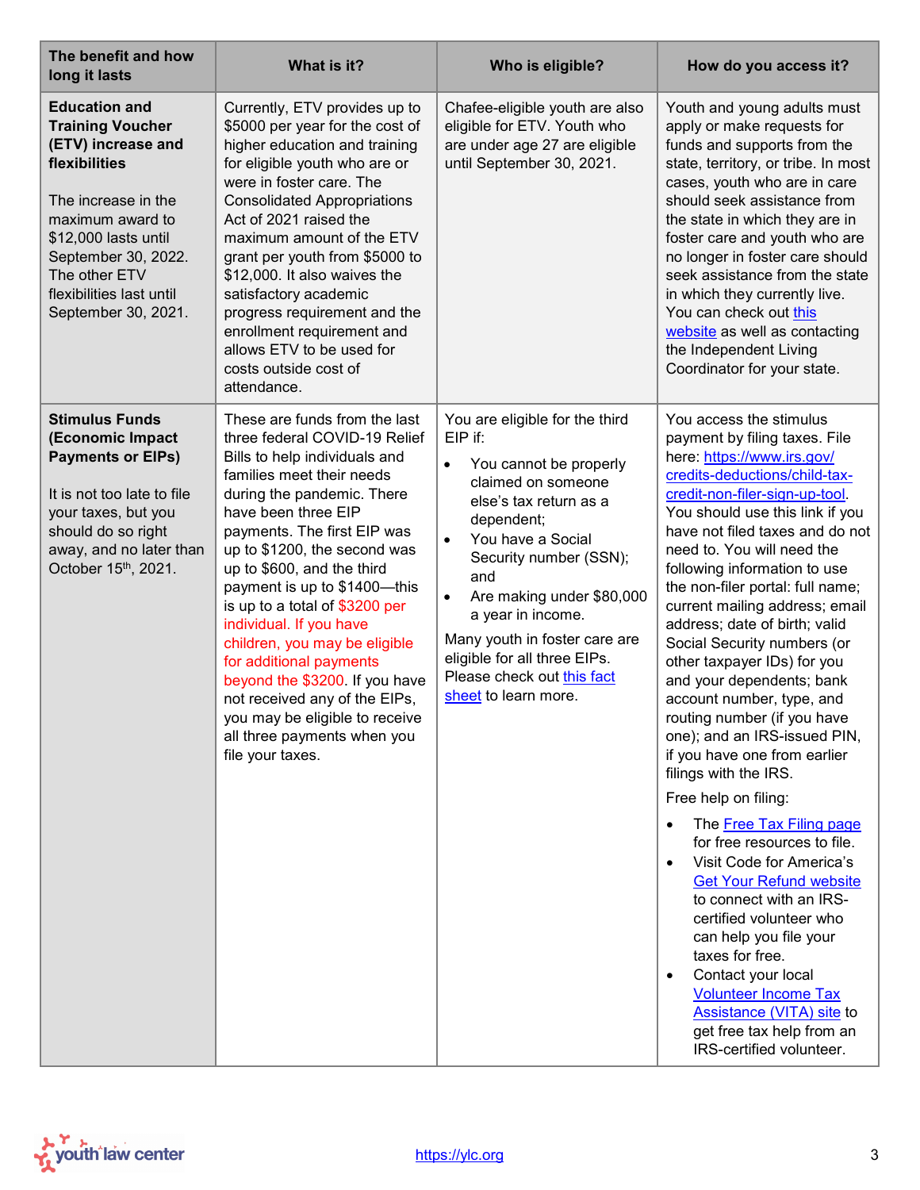| The benefit and how long it lasts | What is it? | Who is eligible? | How do you access it? |
|---|---|---|---|
| **Education and Training Voucher (ETV) increase and flexibilities**<br><br>The increase in the maximum award to $12,000 lasts until September 30, 2022. The other ETV flexibilities last until September 30, 2021. | Currently, ETV provides up to $5000 per year for the cost of higher education and training for eligible youth who are or were in foster care. The Consolidated Appropriations Act of 2021 raised the maximum amount of the ETV grant per youth from $5000 to $12,000. It also waives the satisfactory academic progress requirement and the enrollment requirement and allows ETV to be used for costs outside cost of attendance. | Chafee-eligible youth are also eligible for ETV. Youth who are under age 27 are eligible until September 30, 2021. | Youth and young adults must apply or make requests for funds and supports from the state, territory, or tribe. In most cases, youth who are in care should seek assistance from the state in which they are in foster care and youth who are no longer in foster care should seek assistance from the state in which they currently live. You can check out this website as well as contacting the Independent Living Coordinator for your state. |
| **Stimulus Funds (Economic Impact Payments or EIPs)**<br><br>It is not too late to file your taxes, but you should do so right away, and no later than October 15th, 2021. | These are funds from the last three federal COVID-19 Relief Bills to help individuals and families meet their needs during the pandemic. There have been three EIP payments. The first EIP was up to $1200, the second was up to $600, and the third payment is up to $1400—this is up to a total of $3200 per individual. If you have children, you may be eligible for additional payments beyond the $3200. If you have not received any of the EIPs, you may be eligible to receive all three payments when you file your taxes. | You are eligible for the third EIP if:<br>• You cannot be properly claimed on someone else's tax return as a dependent;<br>• You have a Social Security number (SSN); and<br>• Are making under $80,000 a year in income.<br><br>Many youth in foster care are eligible for all three EIPs. Please check out this fact sheet to learn more. | You access the stimulus payment by filing taxes. File here: https://www.irs.gov/credits-deductions/child-tax-credit-non-filer-sign-up-tool. You should use this link if you have not filed taxes and do not need to. You will need the following information to use the non-filer portal: full name; current mailing address; email address; date of birth; valid Social Security numbers (or other taxpayer IDs) for you and your dependents; bank account number, type, and routing number (if you have one); and an IRS-issued PIN, if you have one from earlier filings with the IRS.<br><br>Free help on filing:<br>• The Free Tax Filing page for free resources to file.<br>• Visit Code for America's Get Your Refund website to connect with an IRS-certified volunteer who can help you file your taxes for free.<br>• Contact your local Volunteer Income Tax Assistance (VITA) site to get free tax help from an IRS-certified volunteer. |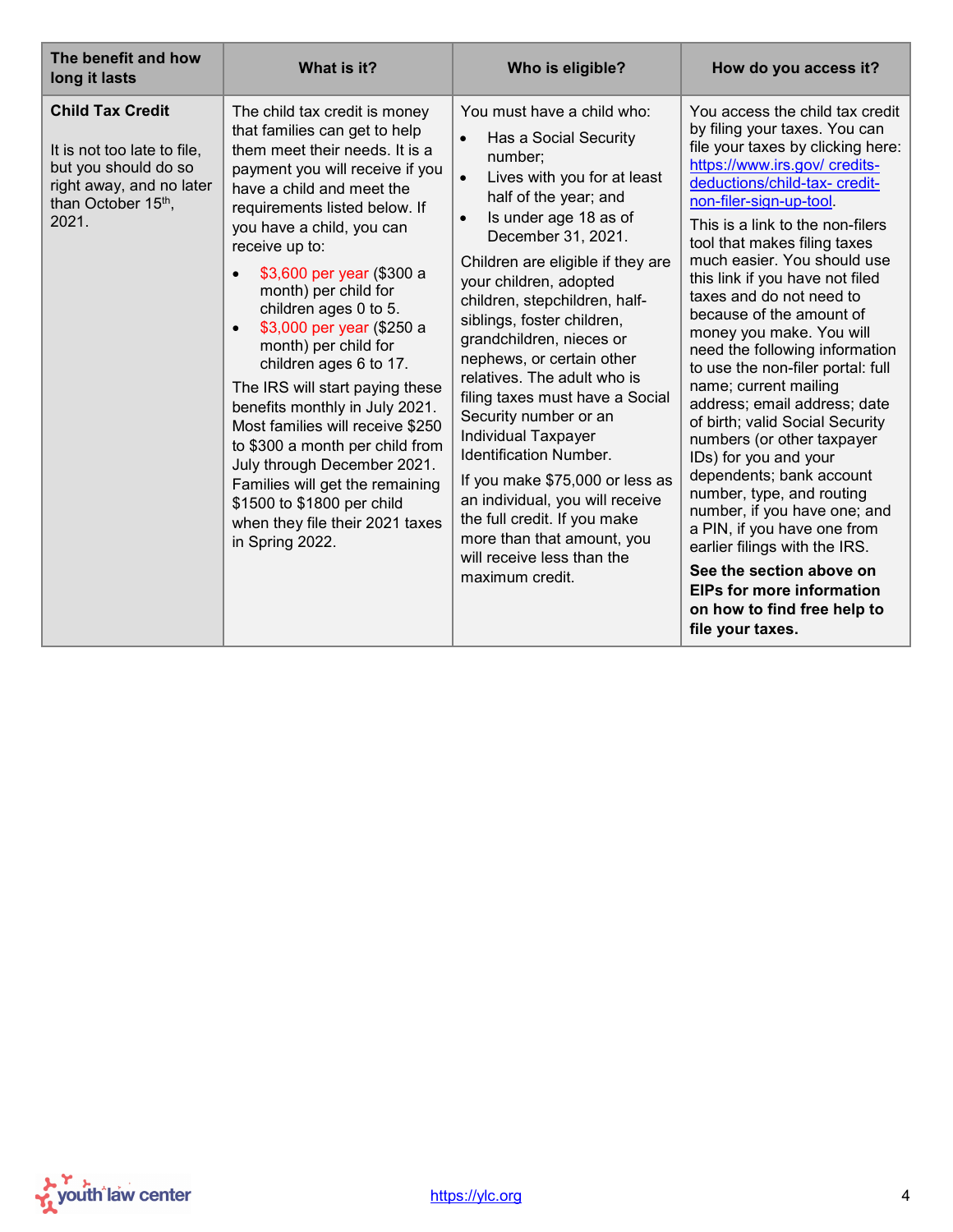| The benefit and how long it lasts | What is it? | Who is eligible? | How do you access it? |
|---|---|---|---|
| **Child Tax Credit**<br><br>It is not too late to file, but you should do so right away, and no later than October 15th, 2021. | The child tax credit is money that families can get to help them meet their needs. It is a payment you will receive if you have a child and meet the requirements listed below. If you have a child, you can receive up to:<br>• $3,600 per year ($300 a month) per child for children ages 0 to 5.<br>• $3,000 per year ($250 a month) per child for children ages 6 to 17.<br><br>The IRS will start paying these benefits monthly in July 2021. Most families will receive $250 to $300 a month per child from July through December 2021. Families will get the remaining $1500 to $1800 per child when they file their 2021 taxes in Spring 2022. | You must have a child who:<br>• Has a Social Security number;<br>• Lives with you for at least half of the year; and<br>• Is under age 18 as of December 31, 2021.<br><br>Children are eligible if they are your children, adopted children, stepchildren, half-siblings, foster children, grandchildren, nieces or nephews, or certain other relatives. The adult who is filing taxes must have a Social Security number or an Individual Taxpayer Identification Number.<br><br>If you make $75,000 or less as an individual, you will receive the full credit. If you make more than that amount, you will receive less than the maximum credit. | You access the child tax credit by filing your taxes. You can file your taxes by clicking here: https://www.irs.gov/ credits-deductions/child-tax- credit-non-filer-sign-up-tool.<br><br>This is a link to the non-filers tool that makes filing taxes much easier. You should use this link if you have not filed taxes and do not need to because of the amount of money you make. You will need the following information to use the non-filer portal: full name; current mailing address; email address; date of birth; valid Social Security numbers (or other taxpayer IDs) for you and your dependents; bank account number, type, and routing number, if you have one; and a PIN, if you have one from earlier filings with the IRS.<br><br>**See the section above on EIPs for more information on how to find free help to file your taxes.** |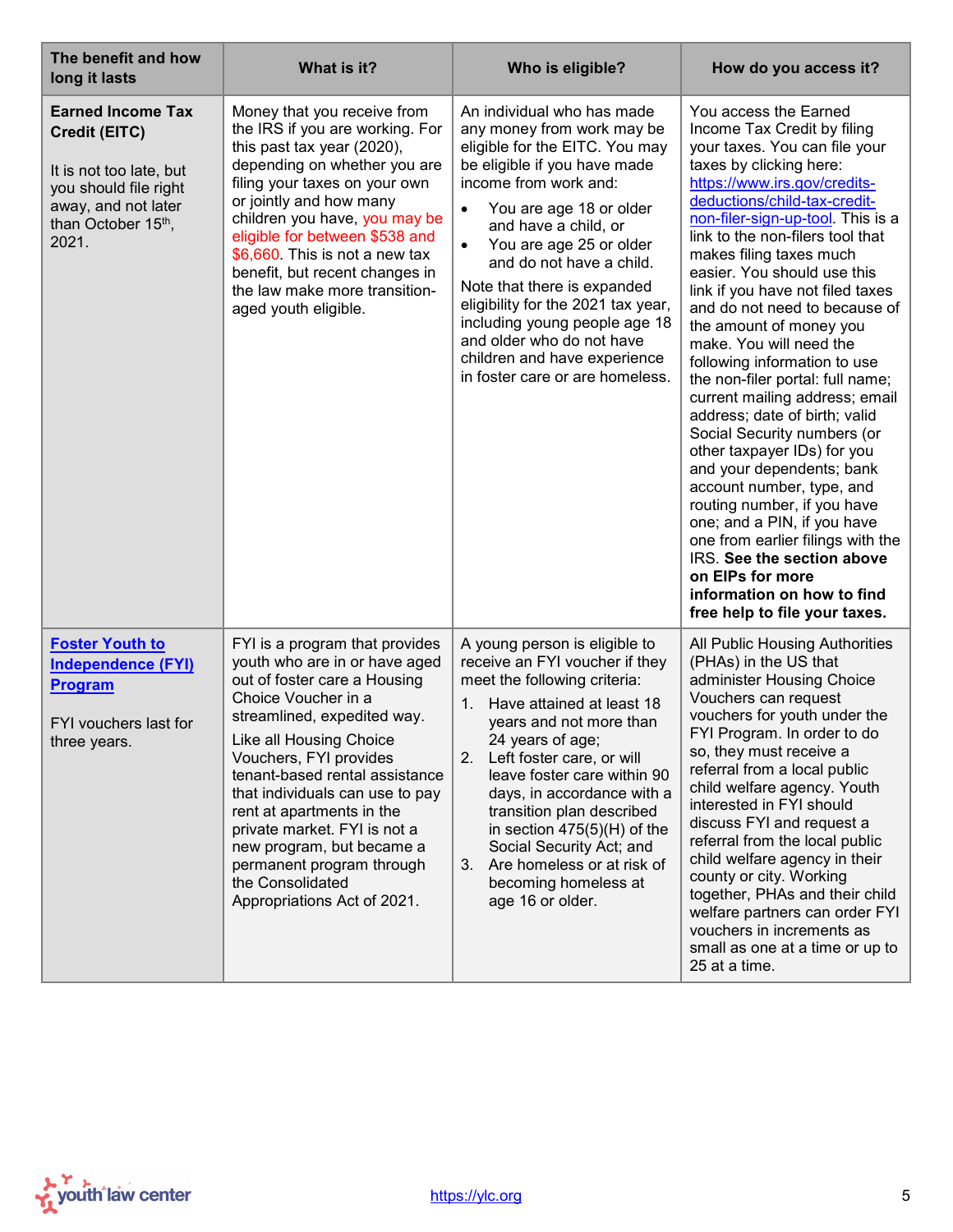| The benefit and how long it lasts | What is it? | Who is eligible? | How do you access it? |
|---|---|---|---|
| **Earned Income Tax Credit (EITC)**<br><br>It is not too late, but you should file right away, and not later than October 15th, 2021. | Money that you receive from the IRS if you are working. For this past tax year (2020), depending on whether you are filing your taxes on your own or jointly and how many children you have, you may be eligible for between $538 and $6,660. This is not a new tax benefit, but recent changes in the law make more transition-aged youth eligible. | An individual who has made any money from work may be eligible for the EITC. You may be eligible if you have made income from work and:<br>• You are age 18 or older and have a child, or<br>• You are age 25 or older and do not have a child.<br>Note that there is expanded eligibility for the 2021 tax year, including young people age 18 and older who do not have children and have experience in foster care or are homeless. | You access the Earned Income Tax Credit by filing your taxes. You can file your taxes by clicking here: https://www.irs.gov/credits-deductions/child-tax-credit-non-filer-sign-up-tool. This is a link to the non-filers tool that makes filing taxes much easier. You should use this link if you have not filed taxes and do not need to because of the amount of money you make. You will need the following information to use the non-filer portal: full name; current mailing address; email address; date of birth; valid Social Security numbers (or other taxpayer IDs) for you and your dependents; bank account number, type, and routing number, if you have one; and a PIN, if you have one from earlier filings with the IRS. **See the section above on EIPs for more information on how to find free help to file your taxes.** |
| **Foster Youth to Independence (FYI) Program**<br><br>FYI vouchers last for three years. | FYI is a program that provides youth who are in or have aged out of foster care a Housing Choice Voucher in a streamlined, expedited way.<br>Like all Housing Choice Vouchers, FYI provides tenant-based rental assistance that individuals can use to pay rent at apartments in the private market. FYI is not a new program, but became a permanent program through the Consolidated Appropriations Act of 2021. | A young person is eligible to receive an FYI voucher if they meet the following criteria:<br>1. Have attained at least 18 years and not more than 24 years of age;<br>2. Left foster care, or will leave foster care within 90 days, in accordance with a transition plan described in section 475(5)(H) of the Social Security Act; and<br>3. Are homeless or at risk of becoming homeless at age 16 or older. | All Public Housing Authorities (PHAs) in the US that administer Housing Choice Vouchers can request vouchers for youth under the FYI Program. In order to do so, they must receive a referral from a local public child welfare agency. Youth interested in FYI should discuss FYI and request a referral from the local public child welfare agency in their county or city. Working together, PHAs and their child welfare partners can order FYI vouchers in increments as small as one at a time or up to 25 at a time. |

youth law center https://ylc.org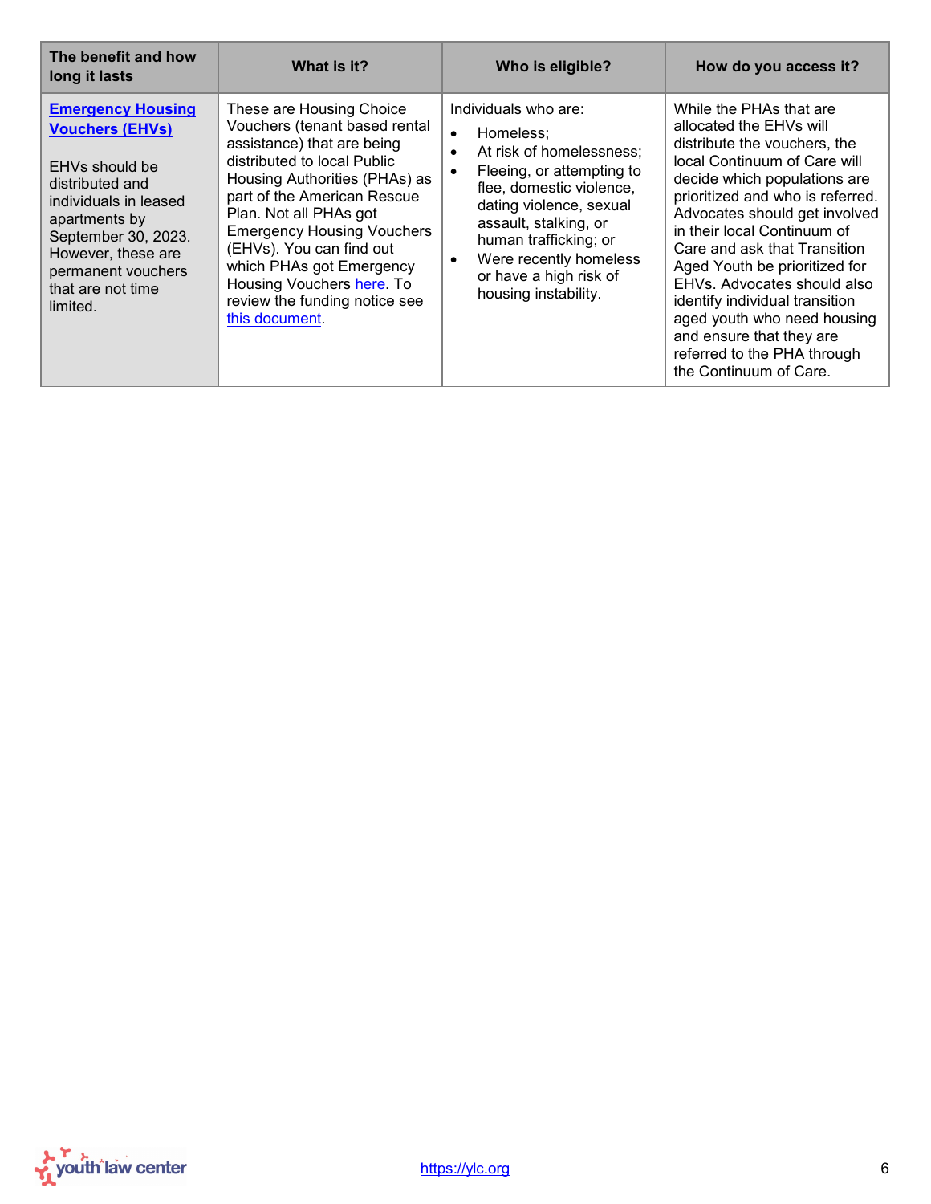| The benefit and how long it lasts | What is it? | Who is eligible? | How do you access it? |
|---|---|---|---|
| **Emergency Housing Vouchers (EHVs)**<br><br>EHVs should be distributed and individuals in leased apartments by September 30, 2023. However, these are permanent vouchers that are not time limited. | These are Housing Choice Vouchers (tenant based rental assistance) that are being distributed to local Public Housing Authorities (PHAs) as part of the American Rescue Plan. Not all PHAs got Emergency Housing Vouchers (EHVs). You can find out which PHAs got Emergency Housing Vouchers here. To review the funding notice see this document. | Individuals who are:<br>• Homeless;<br>• At risk of homelessness;<br>• Fleeing, or attempting to flee, domestic violence, dating violence, sexual assault, stalking, or human trafficking; or<br>• Were recently homeless or have a high risk of housing instability. | While the PHAs that are allocated the EHVs will distribute the vouchers, the local Continuum of Care will decide which populations are prioritized and who is referred. Advocates should get involved in their local Continuum of Care and ask that Transition Aged Youth be prioritized for EHVs. Advocates should also identify individual transition aged youth who need housing and ensure that they are referred to the PHA through the Continuum of Care. |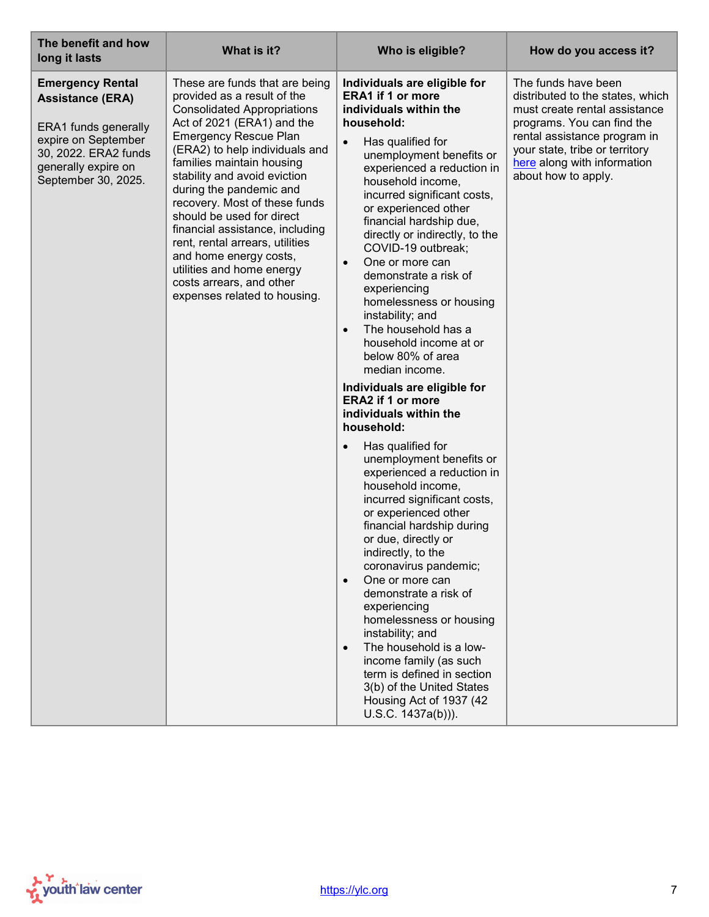| The benefit and how long it lasts | What is it? | Who is eligible? | How do you access it? |
|---|---|---|---|
| **Emergency Rental Assistance (ERA)**<br><br>ERA1 funds generally expire on September 30, 2022. ERA2 funds generally expire on September 30, 2025. | These are funds that are being provided as a result of the Consolidated Appropriations Act of 2021 (ERA1) and the Emergency Rescue Plan (ERA2) to help individuals and families maintain housing stability and avoid eviction during the pandemic and recovery. Most of these funds should be used for direct financial assistance, including rent, rental arrears, utilities and home energy costs, utilities and home energy costs arrears, and other expenses related to housing. | **Individuals are eligible for ERA1 if 1 or more individuals within the household:**<br>• Has qualified for unemployment benefits or experienced a reduction in household income, incurred significant costs, or experienced other financial hardship due, directly or indirectly, to the COVID-19 outbreak;<br>• One or more can demonstrate a risk of experiencing homelessness or housing instability; and<br>• The household has a household income at or below 80% of area median income.<br><br>**Individuals are eligible for ERA2 if 1 or more individuals within the household:**<br>• Has qualified for unemployment benefits or experienced a reduction in household income, incurred significant costs, or experienced other financial hardship during or due, directly or indirectly, to the coronavirus pandemic;<br>• One or more can demonstrate a risk of experiencing homelessness or housing instability; and<br>• The household is a low-income family (as such term is defined in section 3(b) of the United States Housing Act of 1937 (42 U.S.C. 1437a(b))). | The funds have been distributed to the states, which must create rental assistance programs. You can find the rental assistance program in your state, tribe or territory here along with information about how to apply. |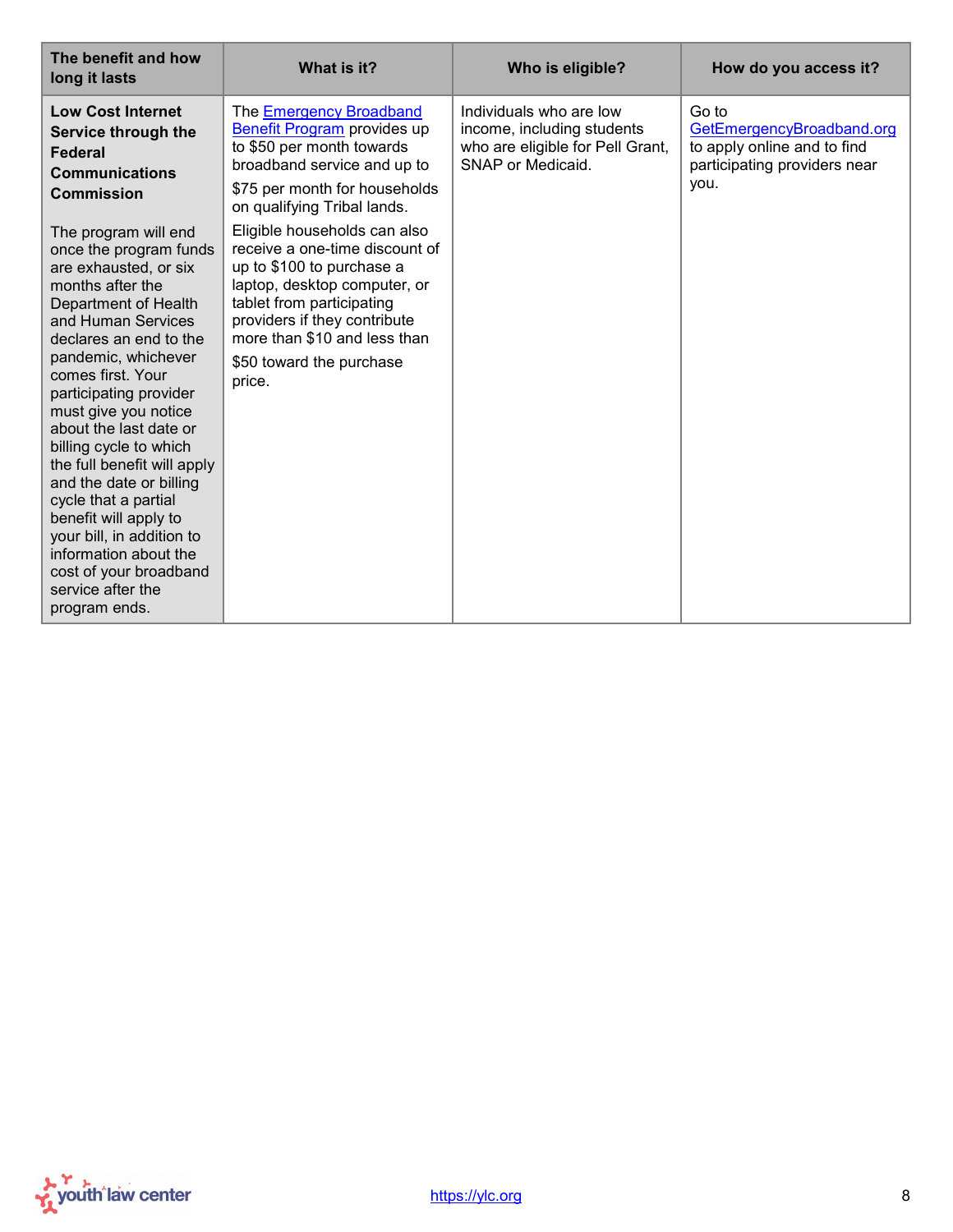| The benefit and how long it lasts | What is it? | Who is eligible? | How do you access it? |
|---|---|---|---|
| **Low Cost Internet Service through the Federal Communications Commission**<br><br>The program will end once the program funds are exhausted, or six months after the Department of Health and Human Services declares an end to the pandemic, whichever comes first. Your participating provider must give you notice about the last date or billing cycle to which the full benefit will apply and the date or billing cycle that a partial benefit will apply to your bill, in addition to information about the cost of your broadband service after the program ends. | The [Emergency Broadband Benefit Program]() provides up to $50 per month towards broadband service and up to $75 per month for households on qualifying Tribal lands.<br><br>Eligible households can also receive a one-time discount of up to $100 to purchase a laptop, desktop computer, or tablet from participating providers if they contribute more than $10 and less than $50 toward the purchase price. | Individuals who are low income, including students who are eligible for Pell Grant, SNAP or Medicaid. | Go to [GetEmergencyBroadband.org]() to apply online and to find participating providers near you. |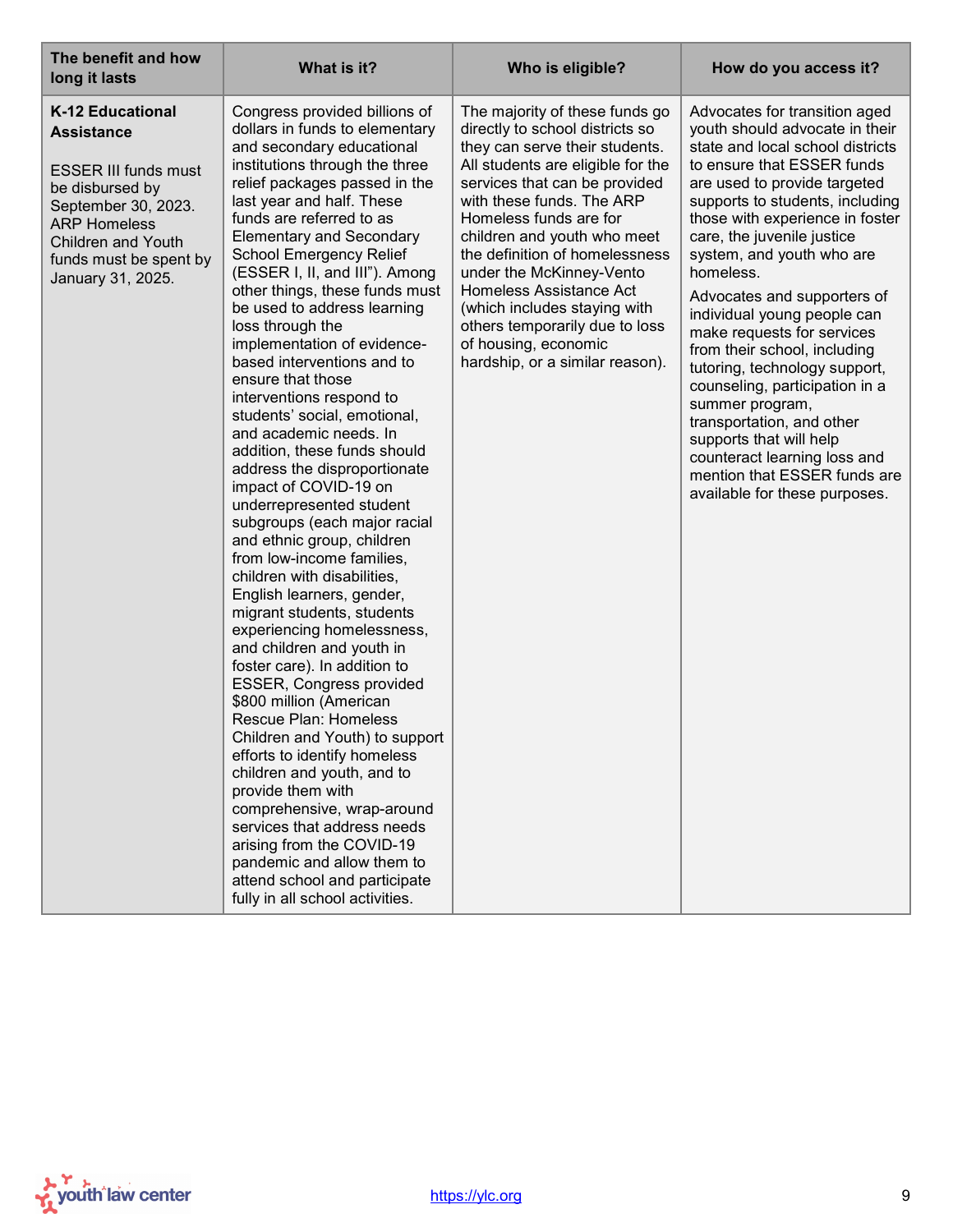| The benefit and how long it lasts | What is it? | Who is eligible? | How do you access it? |
|---|---|---|---|
| **K-12 Educational Assistance**<br><br>ESSER III funds must be disbursed by September 30, 2023. ARP Homeless Children and Youth funds must be spent by January 31, 2025. | Congress provided billions of dollars in funds to elementary and secondary educational institutions through the three relief packages passed in the last year and half. These funds are referred to as Elementary and Secondary School Emergency Relief (ESSER I, II, and III"). Among other things, these funds must be used to address learning loss through the implementation of evidence-based interventions and to ensure that those interventions respond to students' social, emotional, and academic needs. In addition, these funds should address the disproportionate impact of COVID-19 on underrepresented student subgroups (each major racial and ethnic group, children from low-income families, children with disabilities, English learners, gender, migrant students, students experiencing homelessness, and children and youth in foster care). In addition to ESSER, Congress provided $800 million (American Rescue Plan: Homeless Children and Youth) to support efforts to identify homeless children and youth, and to provide them with comprehensive, wrap-around services that address needs arising from the COVID-19 pandemic and allow them to attend school and participate fully in all school activities. | The majority of these funds go directly to school districts so they can serve their students. All students are eligible for the services that can be provided with these funds. The ARP Homeless funds are for children and youth who meet the definition of homelessness under the McKinney-Vento Homeless Assistance Act (which includes staying with others temporarily due to loss of housing, economic hardship, or a similar reason). | Advocates for transition aged youth should advocate in their state and local school districts to ensure that ESSER funds are used to provide targeted supports to students, including those with experience in foster care, the juvenile justice system, and youth who are homeless.<br><br>Advocates and supporters of individual young people can make requests for services from their school, including tutoring, technology support, counseling, participation in a summer program, transportation, and other supports that will help counteract learning loss and mention that ESSER funds are available for these purposes. |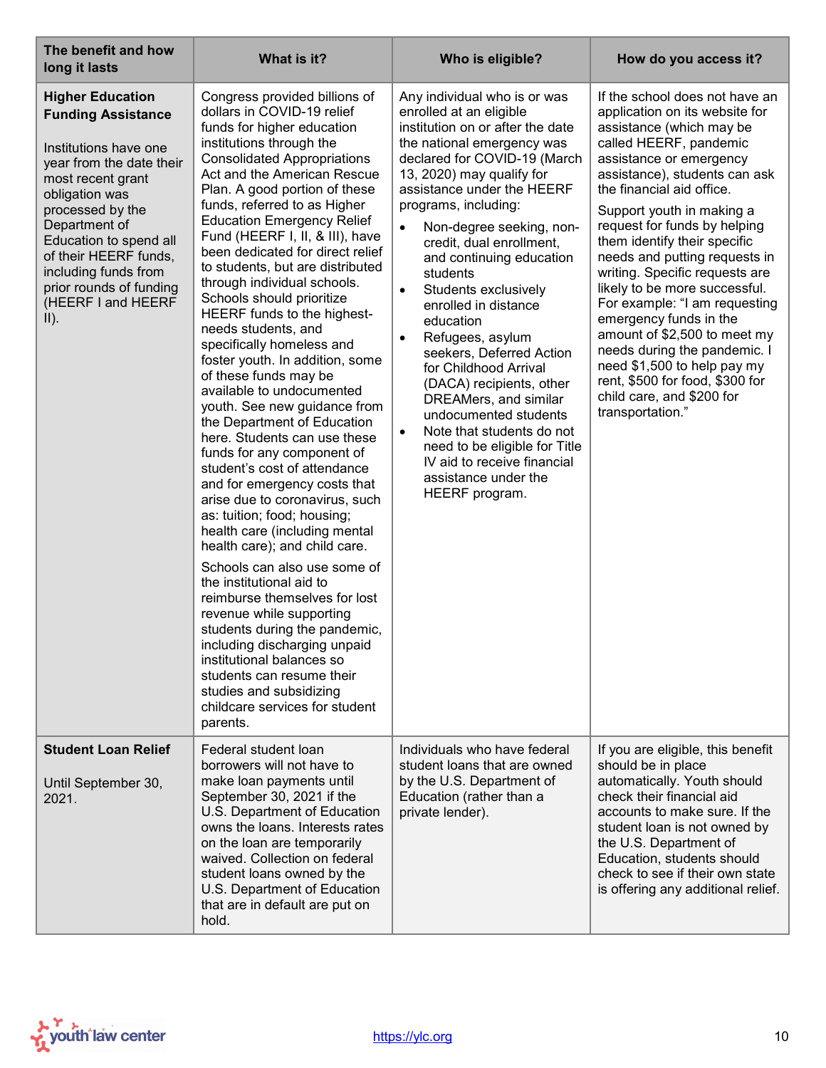| The benefit and how long it lasts | What is it? | Who is eligible? | How do you access it? |
|---|---|---|---|
| **Higher Education Funding Assistance**<br><br>Institutions have one year from the date their most recent grant obligation was processed by the Department of Education to spend all of their HEERF funds, including funds from prior rounds of funding (HEERF I and HEERF II). | Congress provided billions of dollars in COVID-19 relief funds for higher education institutions through the Consolidated Appropriations Act and the American Rescue Plan. A good portion of these funds, referred to as Higher Education Emergency Relief Fund (HEERF I, II, & III), have been dedicated for direct relief to students, but are distributed through individual schools. Schools should prioritize HEERF funds to the highest-needs students, and specifically homeless and foster youth. In addition, some of these funds may be available to undocumented youth. See new guidance from the Department of Education here. Students can use these funds for any component of student's cost of attendance and for emergency costs that arise due to coronavirus, such as: tuition; food; housing; health care (including mental health care); and child care.<br><br>Schools can also use some of the institutional aid to reimburse themselves for lost revenue while supporting students during the pandemic, including discharging unpaid institutional balances so students can resume their studies and subsidizing childcare services for student parents. | Any individual who is or was enrolled at an eligible institution on or after the date the national emergency was declared for COVID-19 (March 13, 2020) may qualify for assistance under the HEERF programs, including:<br>• Non-degree seeking, non-credit, dual enrollment, and continuing education students<br>• Students exclusively enrolled in distance education<br>• Refugees, asylum seekers, Deferred Action for Childhood Arrival (DACA) recipients, other DREAMers, and similar undocumented students<br>• Note that students do not need to be eligible for Title IV aid to receive financial assistance under the HEERF program. | If the school does not have an application on its website for assistance (which may be called HEERF, pandemic assistance or emergency assistance), students can ask the financial aid office.<br><br>Support youth in making a request for funds by helping them identify their specific needs and putting requests in writing. Specific requests are likely to be more successful. For example: "I am requesting emergency funds in the amount of $2,500 to meet my needs during the pandemic. I need $1,500 to help pay my rent, $500 for food, $300 for child care, and $200 for transportation." |
| **Student Loan Relief**<br><br>Until September 30, 2021. | Federal student loan borrowers will not have to make loan payments until September 30, 2021 if the U.S. Department of Education owns the loans. Interests rates on the loan are temporarily waived. Collection on federal student loans owned by the U.S. Department of Education that are in default are put on hold. | Individuals who have federal student loans that are owned by the U.S. Department of Education (rather than a private lender). | If you are eligible, this benefit should be in place automatically. Youth should check their financial aid accounts to make sure. If the student loan is not owned by the U.S. Department of Education, students should check to see if their own state is offering any additional relief. |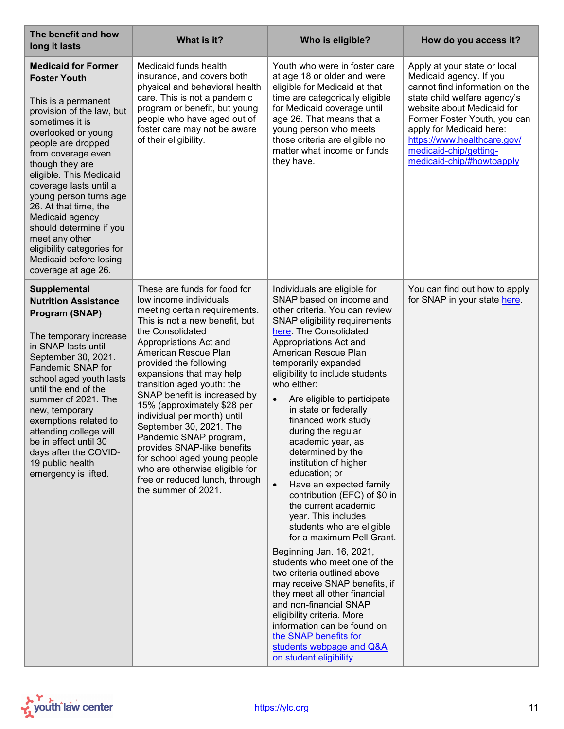| The benefit and how long it lasts | What is it? | Who is eligible? | How do you access it? |
|---|---|---|---|
| **Medicaid for Former Foster Youth**<br><br>This is a permanent provision of the law, but sometimes it is overlooked or young people are dropped from coverage even though they are eligible. This Medicaid coverage lasts until a young person turns age 26. At that time, the Medicaid agency should determine if you meet any other eligibility categories for Medicaid before losing coverage at age 26. | Medicaid funds health insurance, and covers both physical and behavioral health care. This is not a pandemic program or benefit, but young people who have aged out of foster care may not be aware of their eligibility. | Youth who were in foster care at age 18 or older and were eligible for Medicaid at that time are categorically eligible for Medicaid coverage until age 26. That means that a young person who meets those criteria are eligible no matter what income or funds they have. | Apply at your state or local Medicaid agency. If you cannot find information on the state child welfare agency's website about Medicaid for Former Foster Youth, you can apply for Medicaid here: [https://www.healthcare.gov/medicaid-chip/getting-medicaid-chip/#howtoapply](https://www.healthcare.gov/medicaid-chip/getting-medicaid-chip/#howtoapply) |
| **Supplemental Nutrition Assistance Program (SNAP)**<br><br>The temporary increase in SNAP lasts until September 30, 2021. Pandemic SNAP for school aged youth lasts until the end of the summer of 2021. The new, temporary exemptions related to attending college will be in effect until 30 days after the COVID-19 public health emergency is lifted. | These are funds for food for low income individuals meeting certain requirements. This is not a new benefit, but the Consolidated Appropriations Act and American Rescue Plan provided the following expansions that may help transition aged youth: the SNAP benefit is increased by 15% (approximately $28 per individual per month) until September 30, 2021. The Pandemic SNAP program, provides SNAP-like benefits for school aged young people who are otherwise eligible for free or reduced lunch, through the summer of 2021. | Individuals are eligible for SNAP based on income and other criteria. You can review SNAP eligibility requirements here. The Consolidated Appropriations Act and American Rescue Plan temporarily expanded eligibility to include students who either:<br>• Are eligible to participate in state or federally financed work study during the regular academic year, as determined by the institution of higher education; or<br>• Have an expected family contribution (EFC) of $0 in the current academic year. This includes students who are eligible for a maximum Pell Grant.<br><br>Beginning Jan. 16, 2021, students who meet one of the two criteria outlined above may receive SNAP benefits, if they meet all other financial and non-financial SNAP eligibility criteria. More information can be found on the SNAP benefits for students webpage and Q&A on student eligibility. | You can find out how to apply for SNAP in your state here. |